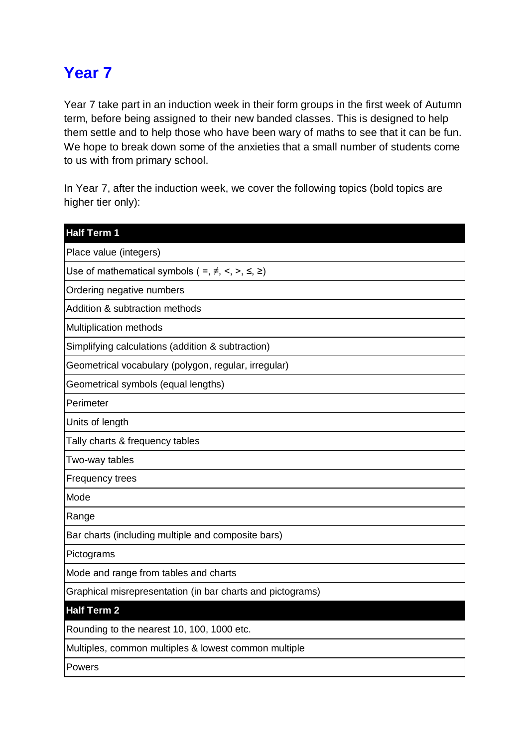# Year 7

Year 7 take part in an induction week in their form groups in the first week of Autumn term, before being assigned to their new banded classes. This is designed to help them settle and to help those who have been wary of maths to see that it can be fun. We hope to break down some of the anxieties that a small number of students come to us with from primary school.

In Year 7, after the induction week, we cover the following topics (bold topics are higher tier only):

| Half Term 1 |
|---|
| Place value (integers) |
| Use of mathematical symbols ( =, ≠, <, >, ≤, ≥) |
| Ordering negative numbers |
| Addition & subtraction methods |
| Multiplication methods |
| Simplifying calculations (addition & subtraction) |
| Geometrical vocabulary (polygon, regular, irregular) |
| Geometrical symbols (equal lengths) |
| Perimeter |
| Units of length |
| Tally charts & frequency tables |
| Two-way tables |
| Frequency trees |
| Mode |
| Range |
| Bar charts (including multiple and composite bars) |
| Pictograms |
| Mode and range from tables and charts |
| Graphical misrepresentation (in bar charts and pictograms) |
| **Half Term 2** |
| Rounding to the nearest 10, 100, 1000 etc. |
| Multiples, common multiples & lowest common multiple |
| Powers |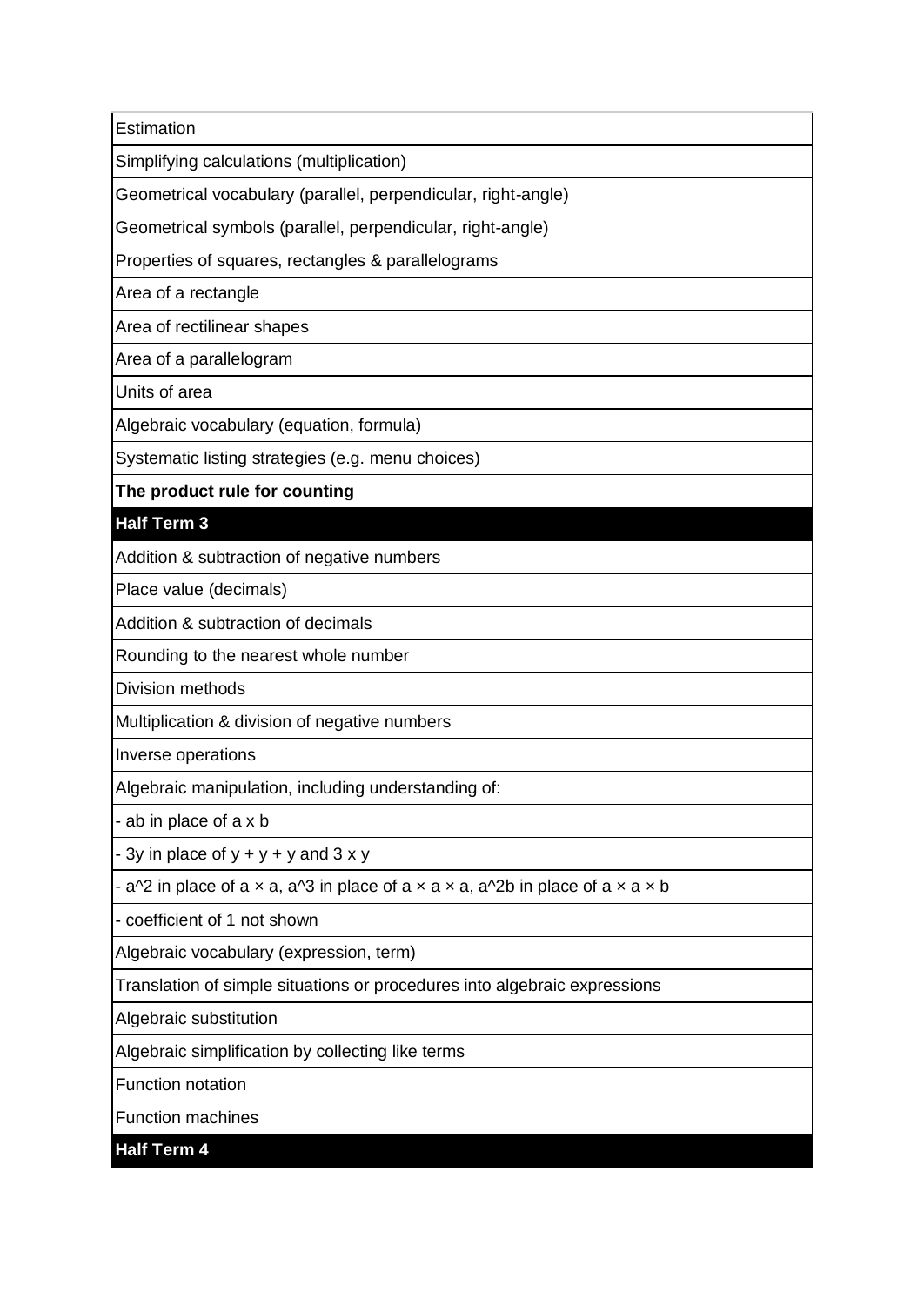| Estimation |
| --- |
| Simplifying calculations (multiplication) |
| Geometrical vocabulary (parallel, perpendicular, right-angle) |
| Geometrical symbols (parallel, perpendicular, right-angle) |
| Properties of squares, rectangles & parallelograms |
| Area of a rectangle |
| Area of rectilinear shapes |
| Area of a parallelogram |
| Units of area |
| Algebraic vocabulary (equation, formula) |
| Systematic listing strategies (e.g. menu choices) |
| **The product rule for counting** |
| **Half Term 3** |
| Addition & subtraction of negative numbers |
| Place value (decimals) |
| Addition & subtraction of decimals |
| Rounding to the nearest whole number |
| Division methods |
| Multiplication & division of negative numbers |
| Inverse operations |
| Algebraic manipulation, including understanding of: |
| - ab in place of a x b |
| - 3y in place of y + y + y and 3 x y |
| - a^2 in place of a × a, a^3 in place of a × a × a, a^2b in place of a × a × b |
| - coefficient of 1 not shown |
| Algebraic vocabulary (expression, term) |
| Translation of simple situations or procedures into algebraic expressions |
| Algebraic substitution |
| Algebraic simplification by collecting like terms |
| Function notation |
| Function machines |
| **Half Term 4** |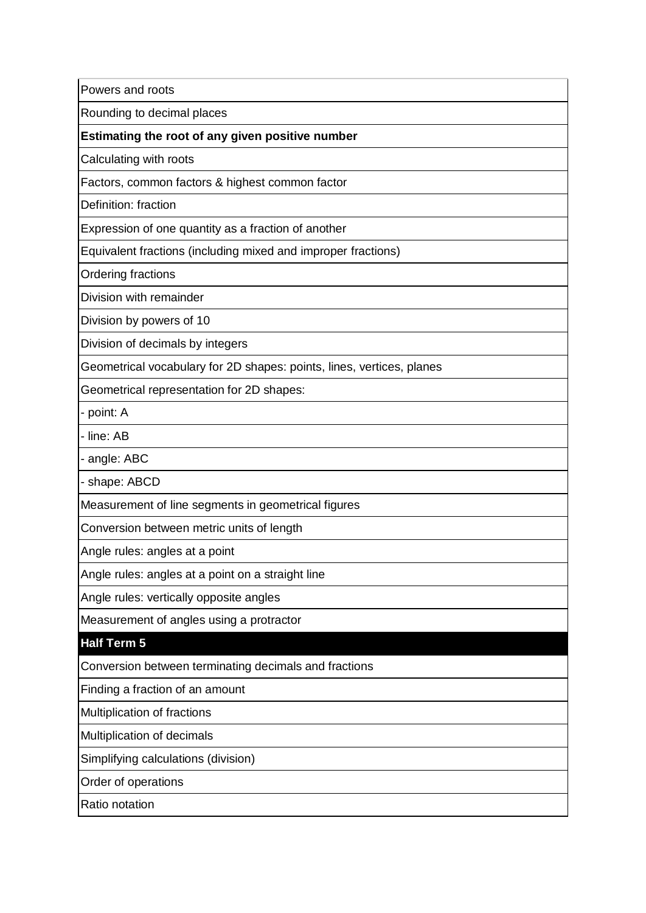| Powers and roots |
|---|
| Rounding to decimal places |
| **Estimating the root of any given positive number** |
| Calculating with roots |
| Factors, common factors & highest common factor |
| Definition: fraction |
| Expression of one quantity as a fraction of another |
| Equivalent fractions (including mixed and improper fractions) |
| Ordering fractions |
| Division with remainder |
| Division by powers of 10 |
| Division of decimals by integers |
| Geometrical vocabulary for 2D shapes: points, lines, vertices, planes |
| Geometrical representation for 2D shapes: |
| - point: A |
| - line: AB |
| - angle: ABC |
| - shape: ABCD |
| Measurement of line segments in geometrical figures |
| Conversion between metric units of length |
| Angle rules: angles at a point |
| Angle rules: angles at a point on a straight line |
| Angle rules: vertically opposite angles |
| Measurement of angles using a protractor |
| **Half Term 5** |
| Conversion between terminating decimals and fractions |
| Finding a fraction of an amount |
| Multiplication of fractions |
| Multiplication of decimals |
| Simplifying calculations (division) |
| Order of operations |
| Ratio notation |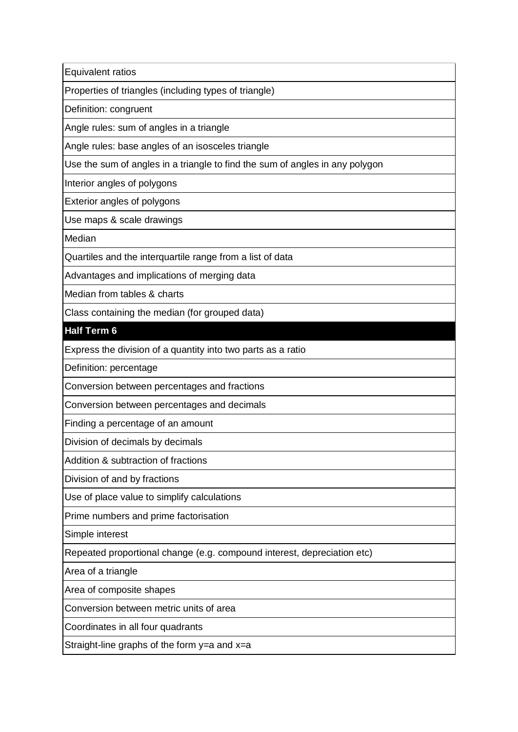| Equivalent ratios |
|---|
| Properties of triangles (including types of triangle) |
| Definition: congruent |
| Angle rules: sum of angles in a triangle |
| Angle rules: base angles of an isosceles triangle |
| Use the sum of angles in a triangle to find the sum of angles in any polygon |
| Interior angles of polygons |
| Exterior angles of polygons |
| Use maps & scale drawings |
| Median |
| Quartiles and the interquartile range from a list of data |
| Advantages and implications of merging data |
| Median from tables & charts |
| Class containing the median (for grouped data) |
| **Half Term 6** |
| Express the division of a quantity into two parts as a ratio |
| Definition: percentage |
| Conversion between percentages and fractions |
| Conversion between percentages and decimals |
| Finding a percentage of an amount |
| Division of decimals by decimals |
| Addition & subtraction of fractions |
| Division of and by fractions |
| Use of place value to simplify calculations |
| Prime numbers and prime factorisation |
| Simple interest |
| Repeated proportional change (e.g. compound interest, depreciation etc) |
| Area of a triangle |
| Area of composite shapes |
| Conversion between metric units of area |
| Coordinates in all four quadrants |
| Straight-line graphs of the form $y=a$ and $x=a$ |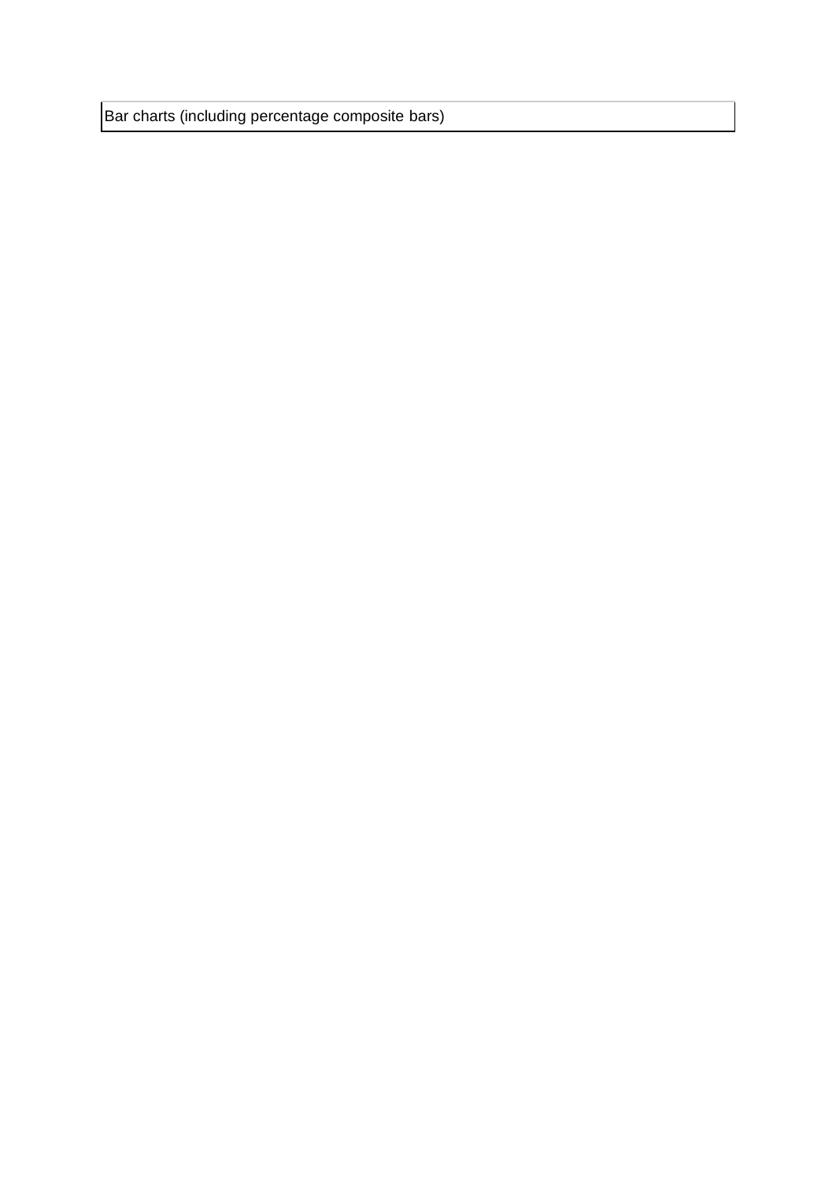| |
|---|
| Bar charts (including percentage composite bars) |